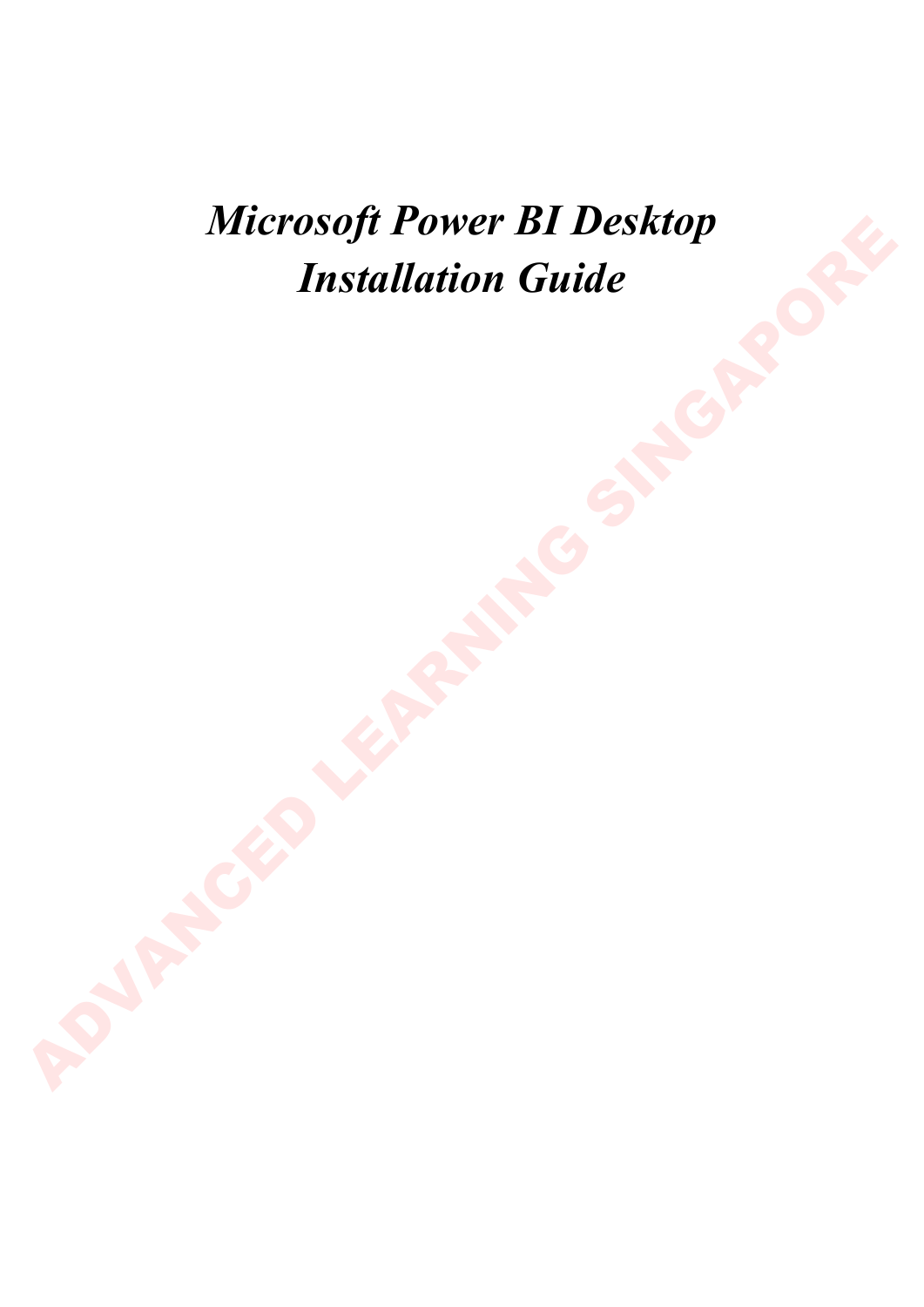# *Microsoft Power BI Desktop Installation Guide*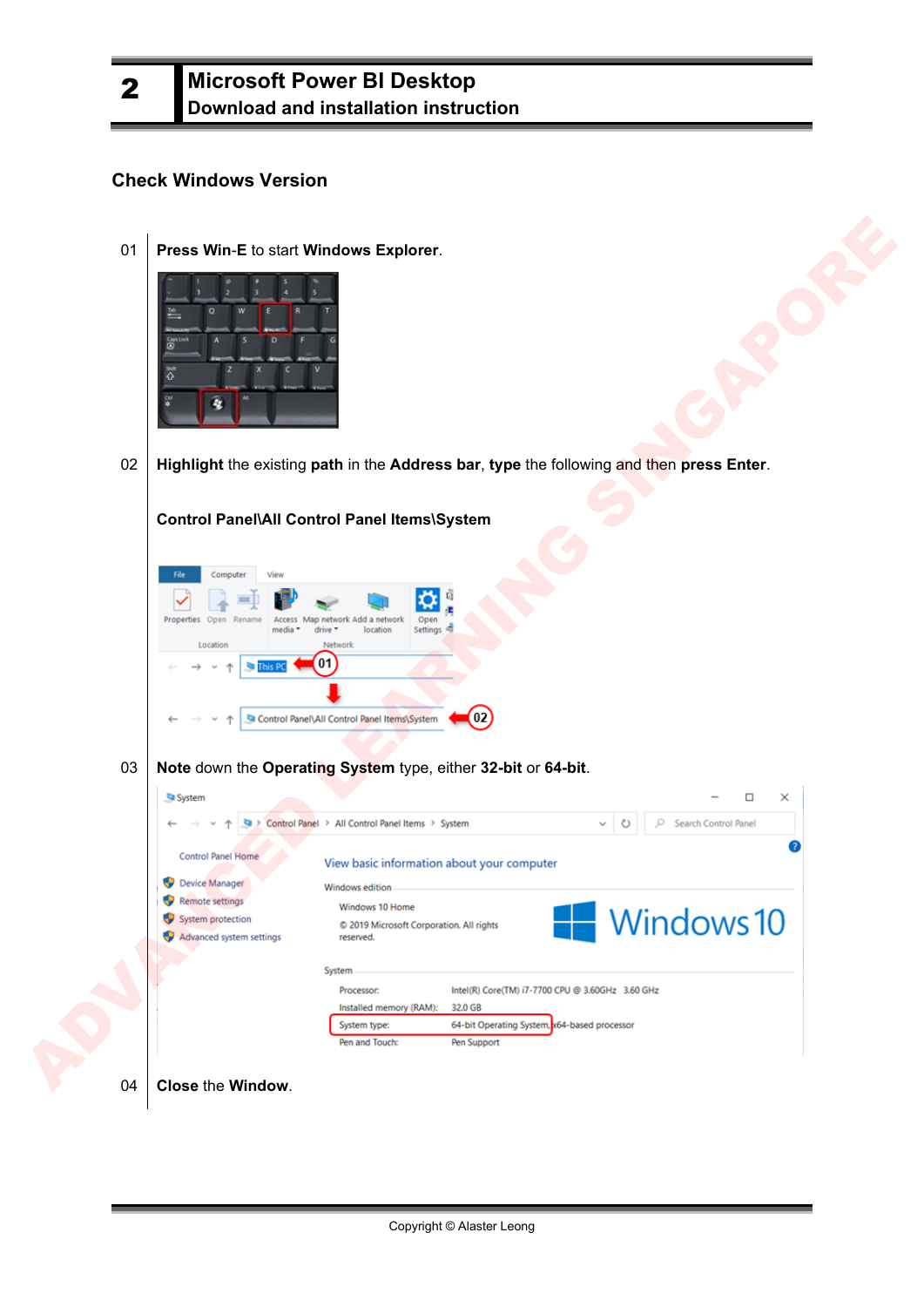## 2 Microsoft Power BI Desktop
### Download and installation instruction

### Check Windows Version

01 **Press Win-E** to start **Windows Explorer**.

02 **Highlight** the existing **path** in the **Address bar**, **type** the following and then **press Enter**.

**Control Panel\All Control Panel Items\System**

03 **Note** down the **Operating System** type, either **32-bit** or **64-bit**.

04 **Close** the **Window**.

Copyright © Alaster Leong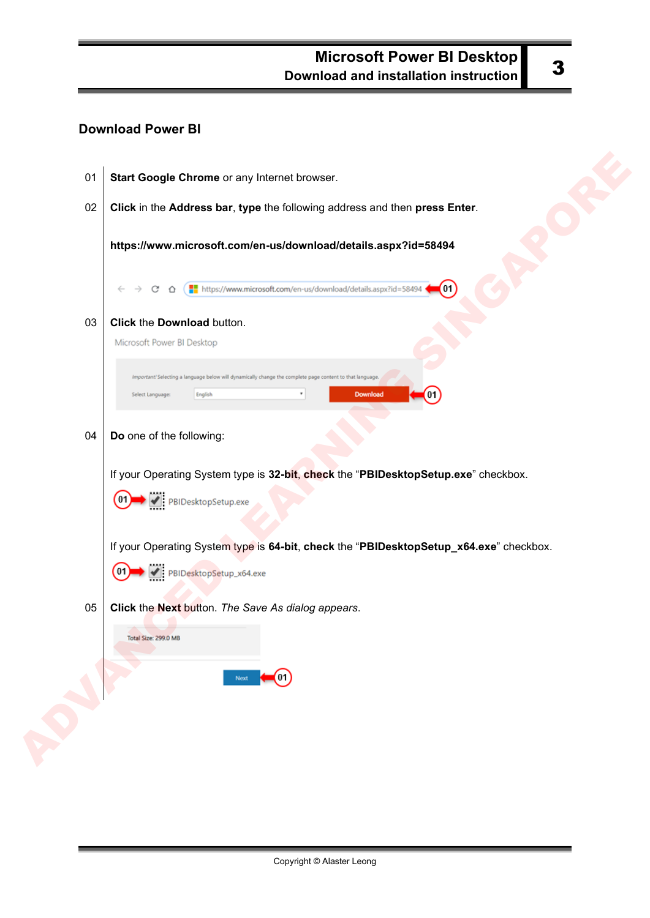## Download Power BI

01 **Start Google Chrome** or any Internet browser.

02 **Click** in the **Address bar**, **type** the following address and then **press Enter**.

**https://www.microsoft.com/en-us/download/details.aspx?id=58494**

03 **Click** the **Download** button.

04 **Do** one of the following:

If your Operating System type is **32-bit**, **check** the "**PBIDesktopSetup.exe**" checkbox.

If your Operating System type is **64-bit**, **check** the "**PBIDesktopSetup_x64.exe**" checkbox.

05 **Click** the **Next** button. *The Save As dialog appears*.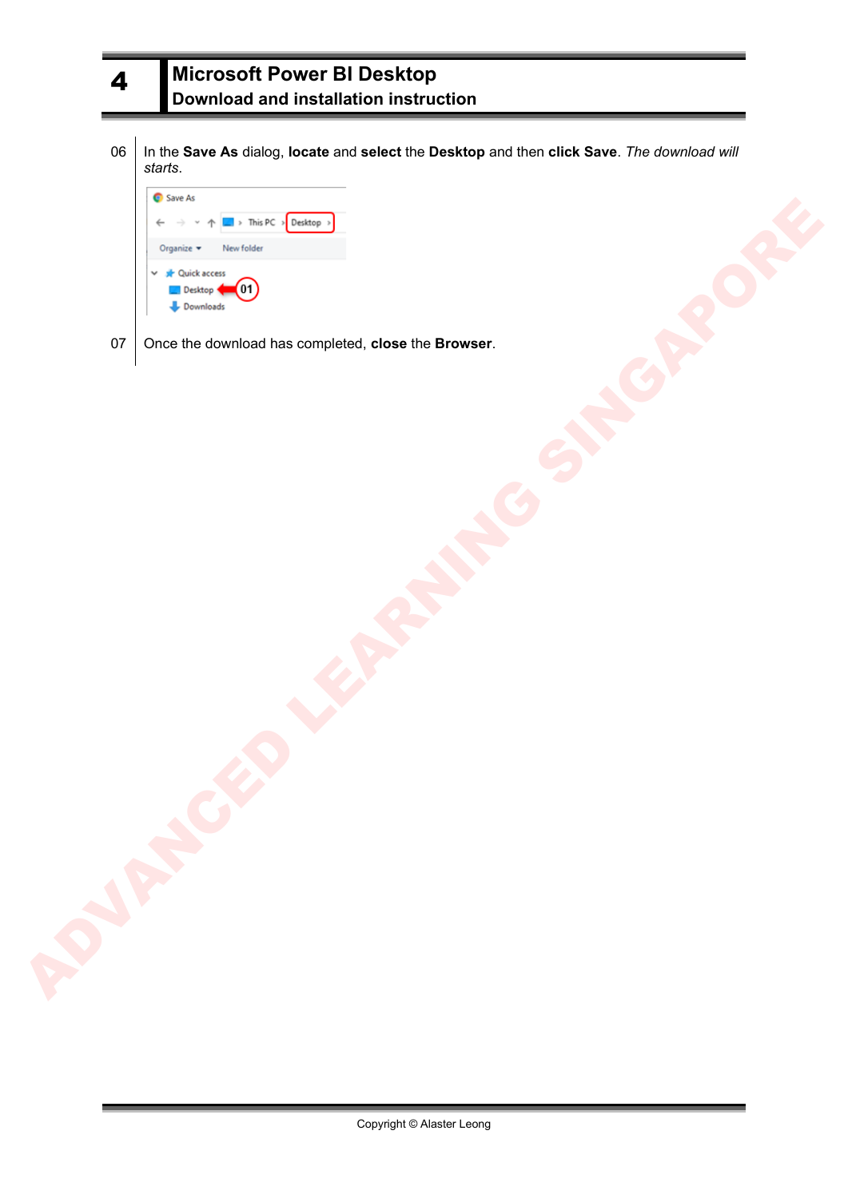| | |
|---|---|
| 06 | In the **Save As** dialog, **locate** and **select** the **Desktop** and then **click Save**. *The download will starts*. |
| 07 | Once the download has completed, **close** the **Browser**. |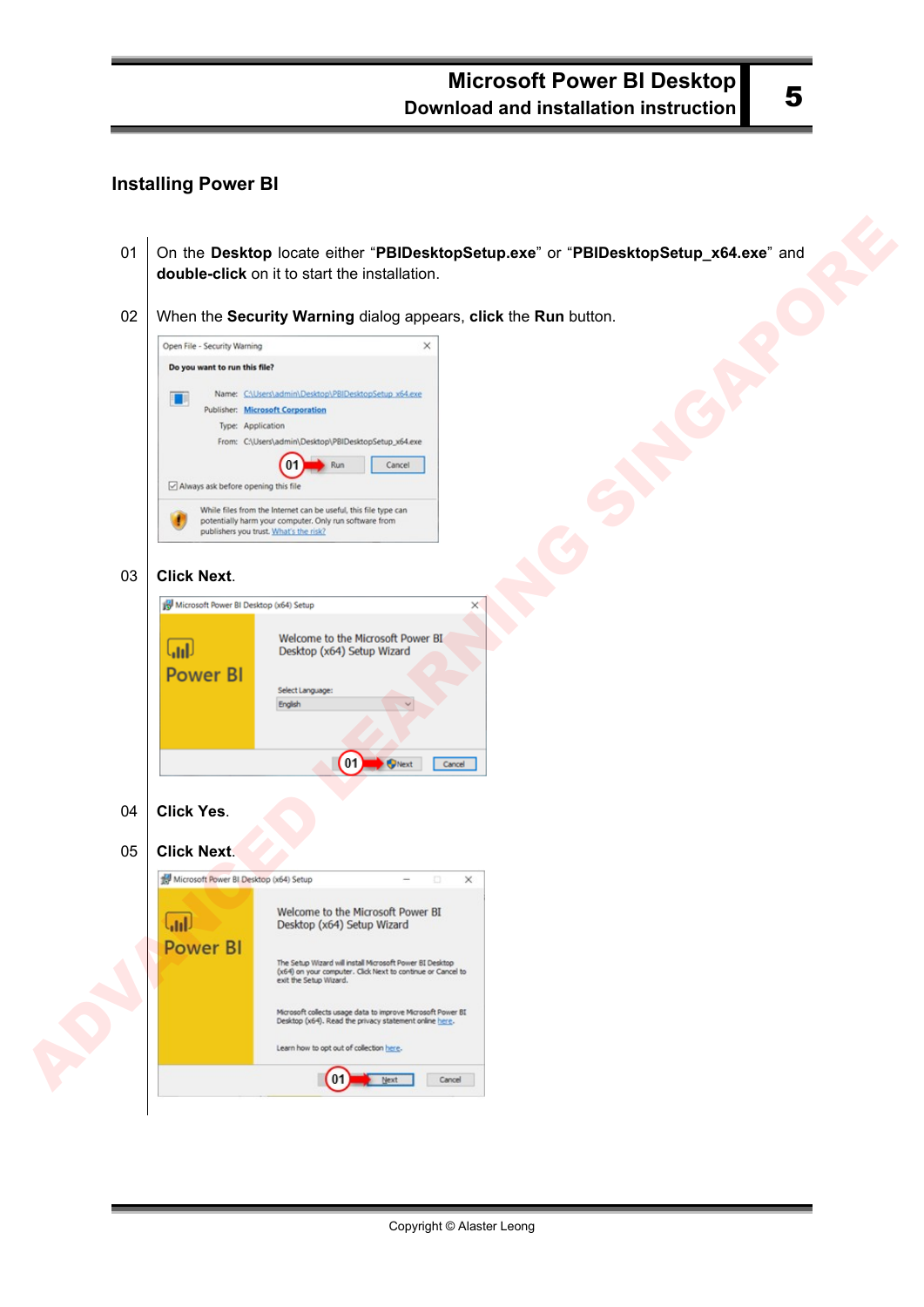## Installing Power BI

01 On the **Desktop** locate either "**PBIDesktopSetup.exe**" or "**PBIDesktopSetup_x64.exe**" and **double-click** on it to start the installation.

02 When the **Security Warning** dialog appears, **click** the **Run** button.

03 **Click Next**.

04 **Click Yes**.

05 **Click Next**.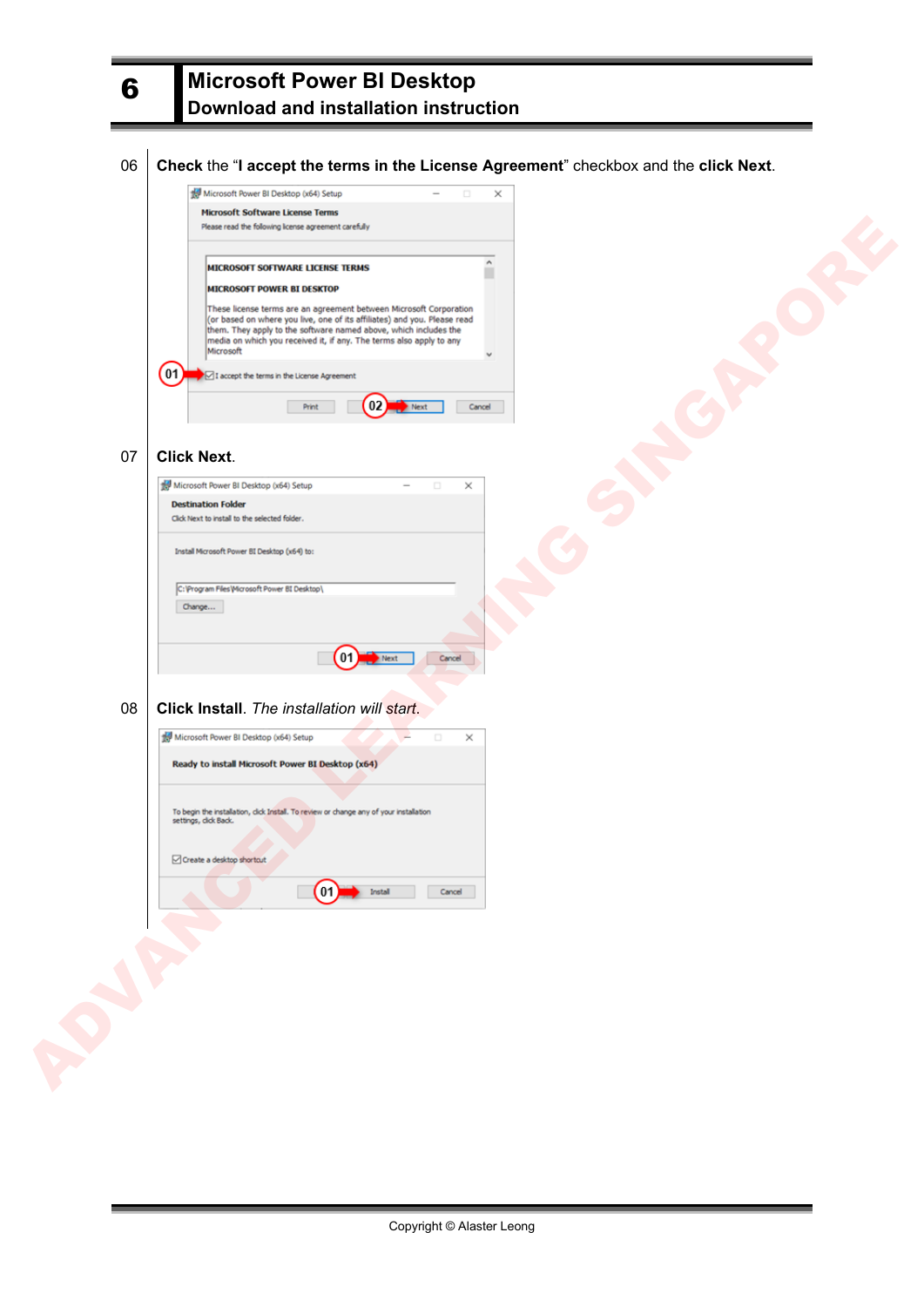06 **Check** the "**I accept the terms in the License Agreement**" checkbox and the **click Next**.

07 **Click Next**.

08 **Click Install**. *The installation will start.*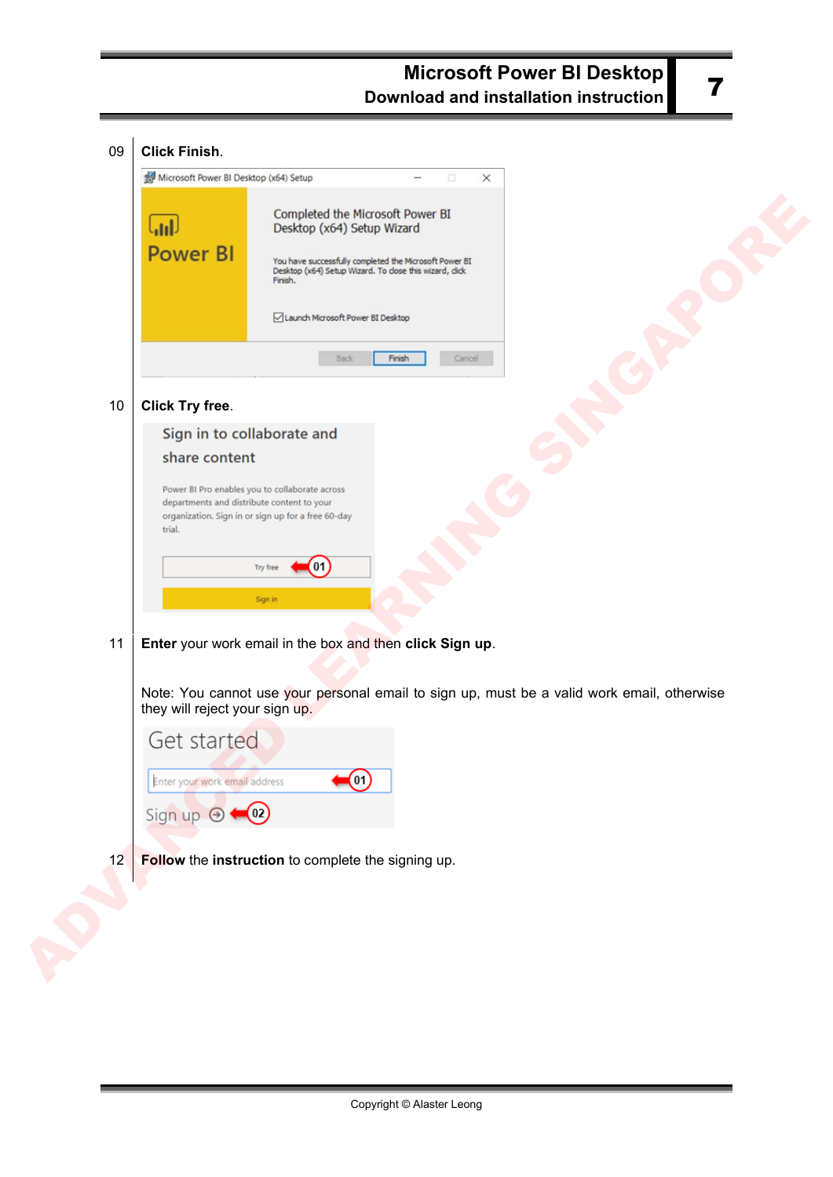09 **Click Finish**.

10 **Click Try free**.

11 **Enter** your work email in the box and then **click Sign up**.

Note: You cannot use your personal email to sign up, must be a valid work email, otherwise they will reject your sign up.

12 **Follow** the **instruction** to complete the signing up.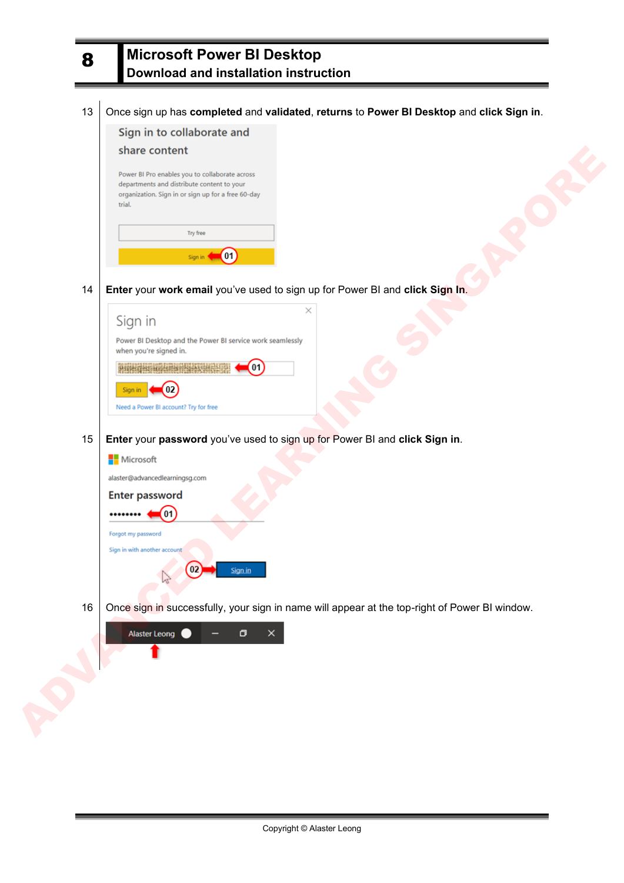13 Once sign up has **completed** and **validated**, **returns** to **Power BI Desktop** and **click Sign in**.

14 **Enter** your **work email** you've used to sign up for Power BI and **click Sign In**.

15 **Enter** your **password** you've used to sign up for Power BI and **click Sign in**.

16 Once sign in successfully, your sign in name will appear at the top-right of Power BI window.